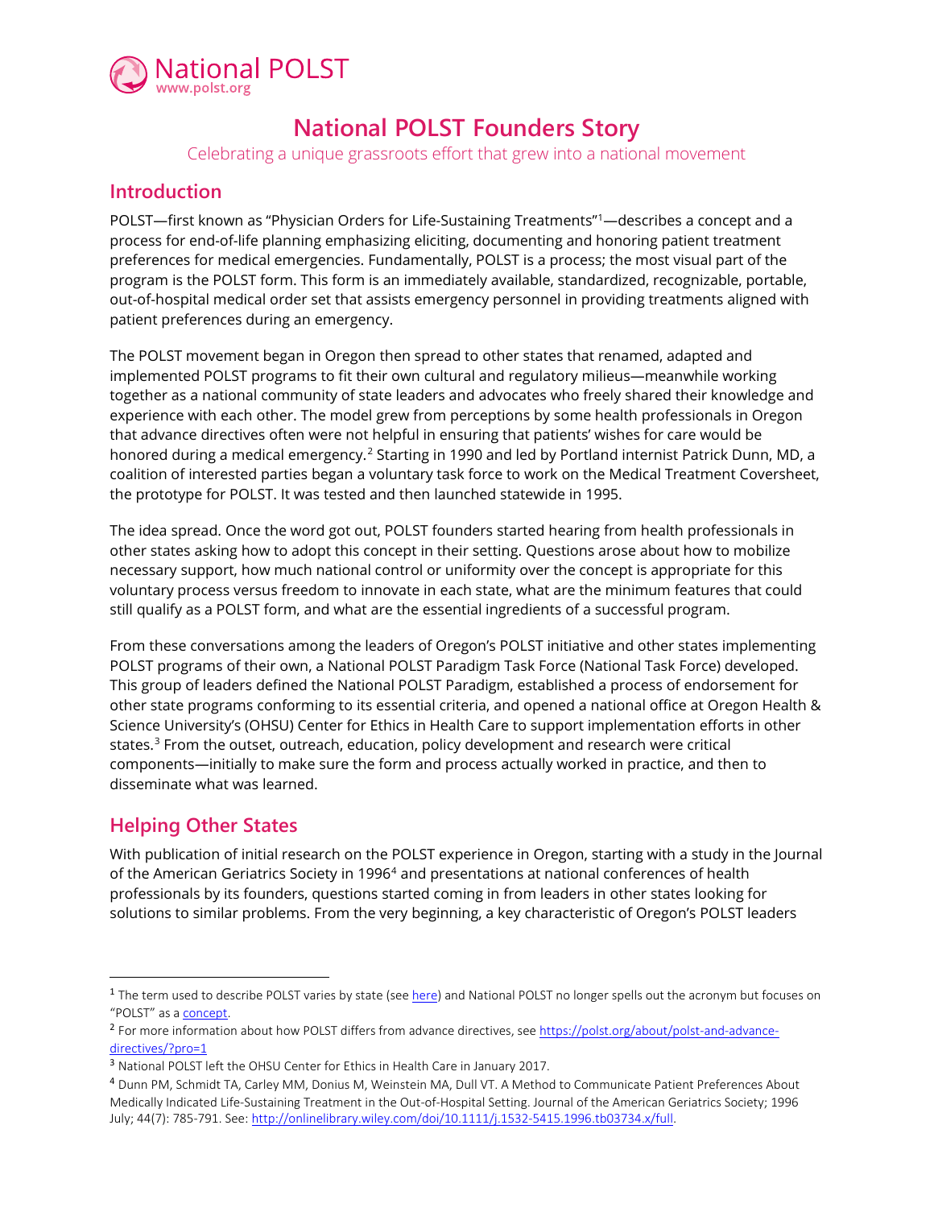# National POLST Founders Story

Celebrating a unique grassroots effort that grew into a national movement

## Introduction

POLST—first known as "Physician Orders for Life-Sustaining Treatments"[1]—describes a concept and a process for end-of-life planning emphasizing eliciting, documenting and honoring patient treatment preferences for medical emergencies. Fundamentally, POLST is a process; the most visual part of the program is the POLST form. This form is an immediately available, standardized, recognizable, portable, out-of-hospital medical order set that assists emergency personnel in providing treatments aligned with patient preferences during an emergency.

The POLST movement began in Oregon then spread to other states that renamed, adapted and implemented POLST programs to fit their own cultural and regulatory milieus—meanwhile working together as a national community of state leaders and advocates who freely shared their knowledge and experience with each other. The model grew from perceptions by some health professionals in Oregon that advance directives often were not helpful in ensuring that patients' wishes for care would be honored during a medical emergency.[2] Starting in 1990 and led by Portland internist Patrick Dunn, MD, a coalition of interested parties began a voluntary task force to work on the Medical Treatment Coversheet, the prototype for POLST. It was tested and then launched statewide in 1995.

The idea spread. Once the word got out, POLST founders started hearing from health professionals in other states asking how to adopt this concept in their setting. Questions arose about how to mobilize necessary support, how much national control or uniformity over the concept is appropriate for this voluntary process versus freedom to innovate in each state, what are the minimum features that could still qualify as a POLST form, and what are the essential ingredients of a successful program.

From these conversations among the leaders of Oregon's POLST initiative and other states implementing POLST programs of their own, a National POLST Paradigm Task Force (National Task Force) developed. This group of leaders defined the National POLST Paradigm, established a process of endorsement for other state programs conforming to its essential criteria, and opened a national office at Oregon Health & Science University's (OHSU) Center for Ethics in Health Care to support implementation efforts in other states.[3] From the outset, outreach, education, policy development and research were critical components—initially to make sure the form and process actually worked in practice, and then to disseminate what was learned.

## Helping Other States

With publication of initial research on the POLST experience in Oregon, starting with a study in the Journal of the American Geriatrics Society in 1996[4] and presentations at national conferences of health professionals by its founders, questions started coming in from leaders in other states looking for solutions to similar problems. From the very beginning, a key characteristic of Oregon's POLST leaders

---

[1] The term used to describe POLST varies by state (see here) and National POLST no longer spells out the acronym but focuses on "POLST" as a concept.

[2] For more information about how POLST differs from advance directives, see https://polst.org/about/polst-and-advance-directives/?pro=1

[3] National POLST left the OHSU Center for Ethics in Health Care in January 2017.

[4] Dunn PM, Schmidt TA, Carley MM, Donius M, Weinstein MA, Dull VT. A Method to Communicate Patient Preferences About Medically Indicated Life-Sustaining Treatment in the Out-of-Hospital Setting. Journal of the American Geriatrics Society; 1996 July; 44(7): 785-791. See: http://onlinelibrary.wiley.com/doi/10.1111/j.1532-5415.1996.tb03734.x/full.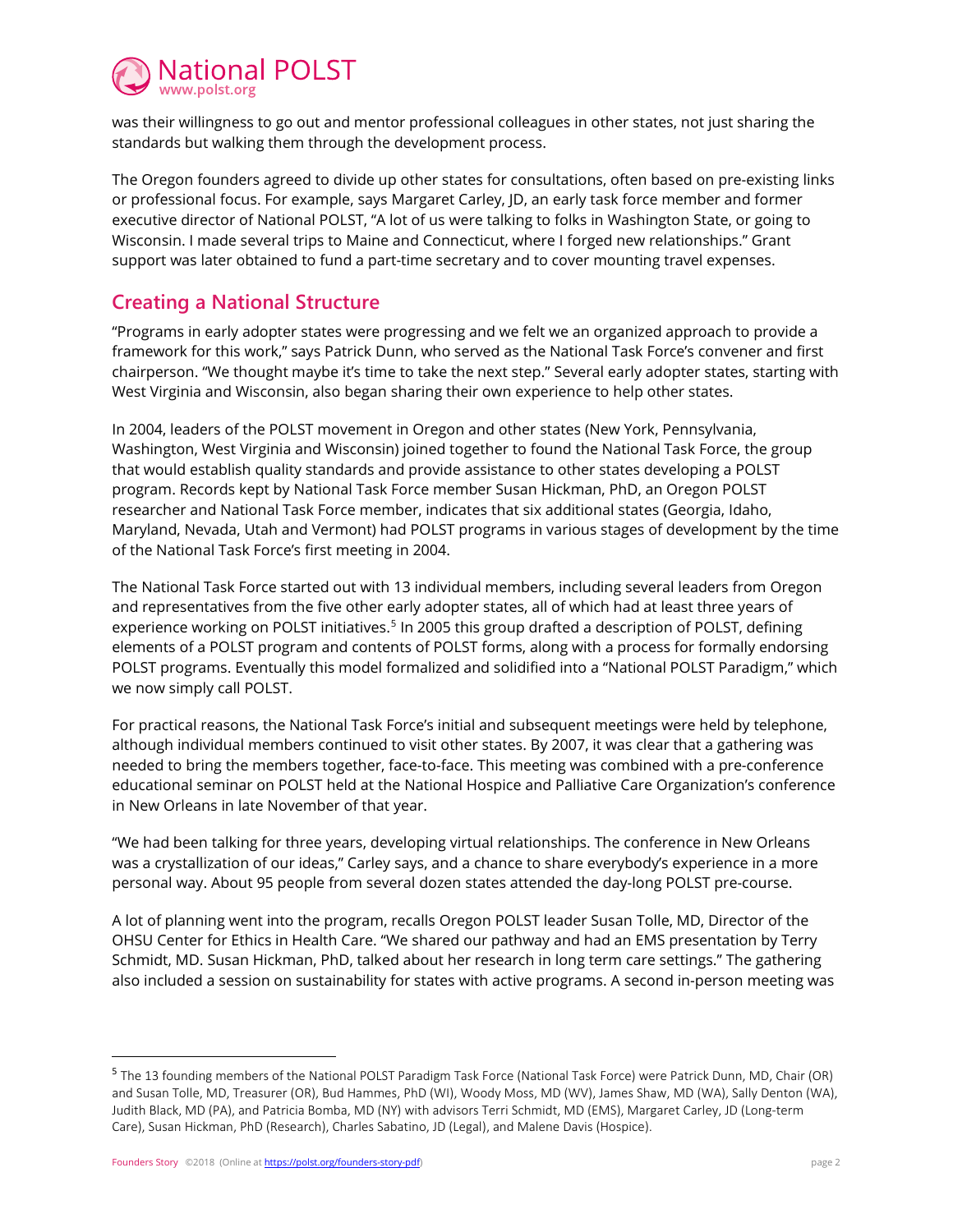was their willingness to go out and mentor professional colleagues in other states, not just sharing the standards but walking them through the development process.

The Oregon founders agreed to divide up other states for consultations, often based on pre-existing links or professional focus. For example, says Margaret Carley, JD, an early task force member and former executive director of National POLST, "A lot of us were talking to folks in Washington State, or going to Wisconsin. I made several trips to Maine and Connecticut, where I forged new relationships." Grant support was later obtained to fund a part-time secretary and to cover mounting travel expenses.

## Creating a National Structure

"Programs in early adopter states were progressing and we felt we an organized approach to provide a framework for this work," says Patrick Dunn, who served as the National Task Force's convener and first chairperson. "We thought maybe it's time to take the next step." Several early adopter states, starting with West Virginia and Wisconsin, also began sharing their own experience to help other states.

In 2004, leaders of the POLST movement in Oregon and other states (New York, Pennsylvania, Washington, West Virginia and Wisconsin) joined together to found the National Task Force, the group that would establish quality standards and provide assistance to other states developing a POLST program. Records kept by National Task Force member Susan Hickman, PhD, an Oregon POLST researcher and National Task Force member, indicates that six additional states (Georgia, Idaho, Maryland, Nevada, Utah and Vermont) had POLST programs in various stages of development by the time of the National Task Force's first meeting in 2004.

The National Task Force started out with 13 individual members, including several leaders from Oregon and representatives from the five other early adopter states, all of which had at least three years of experience working on POLST initiatives.[5] In 2005 this group drafted a description of POLST, defining elements of a POLST program and contents of POLST forms, along with a process for formally endorsing POLST programs. Eventually this model formalized and solidified into a "National POLST Paradigm," which we now simply call POLST.

For practical reasons, the National Task Force's initial and subsequent meetings were held by telephone, although individual members continued to visit other states. By 2007, it was clear that a gathering was needed to bring the members together, face-to-face. This meeting was combined with a pre-conference educational seminar on POLST held at the National Hospice and Palliative Care Organization's conference in New Orleans in late November of that year.

"We had been talking for three years, developing virtual relationships. The conference in New Orleans was a crystallization of our ideas," Carley says, and a chance to share everybody's experience in a more personal way. About 95 people from several dozen states attended the day-long POLST pre-course.

A lot of planning went into the program, recalls Oregon POLST leader Susan Tolle, MD, Director of the OHSU Center for Ethics in Health Care. "We shared our pathway and had an EMS presentation by Terry Schmidt, MD. Susan Hickman, PhD, talked about her research in long term care settings." The gathering also included a session on sustainability for states with active programs. A second in-person meeting was

---

[5] The 13 founding members of the National POLST Paradigm Task Force (National Task Force) were Patrick Dunn, MD, Chair (OR) and Susan Tolle, MD, Treasurer (OR), Bud Hammes, PhD (WI), Woody Moss, MD (WV), James Shaw, MD (WA), Sally Denton (WA), Judith Black, MD (PA), and Patricia Bomba, MD (NY) with advisors Terri Schmidt, MD (EMS), Margaret Carley, JD (Long-term Care), Susan Hickman, PhD (Research), Charles Sabatino, JD (Legal), and Malene Davis (Hospice).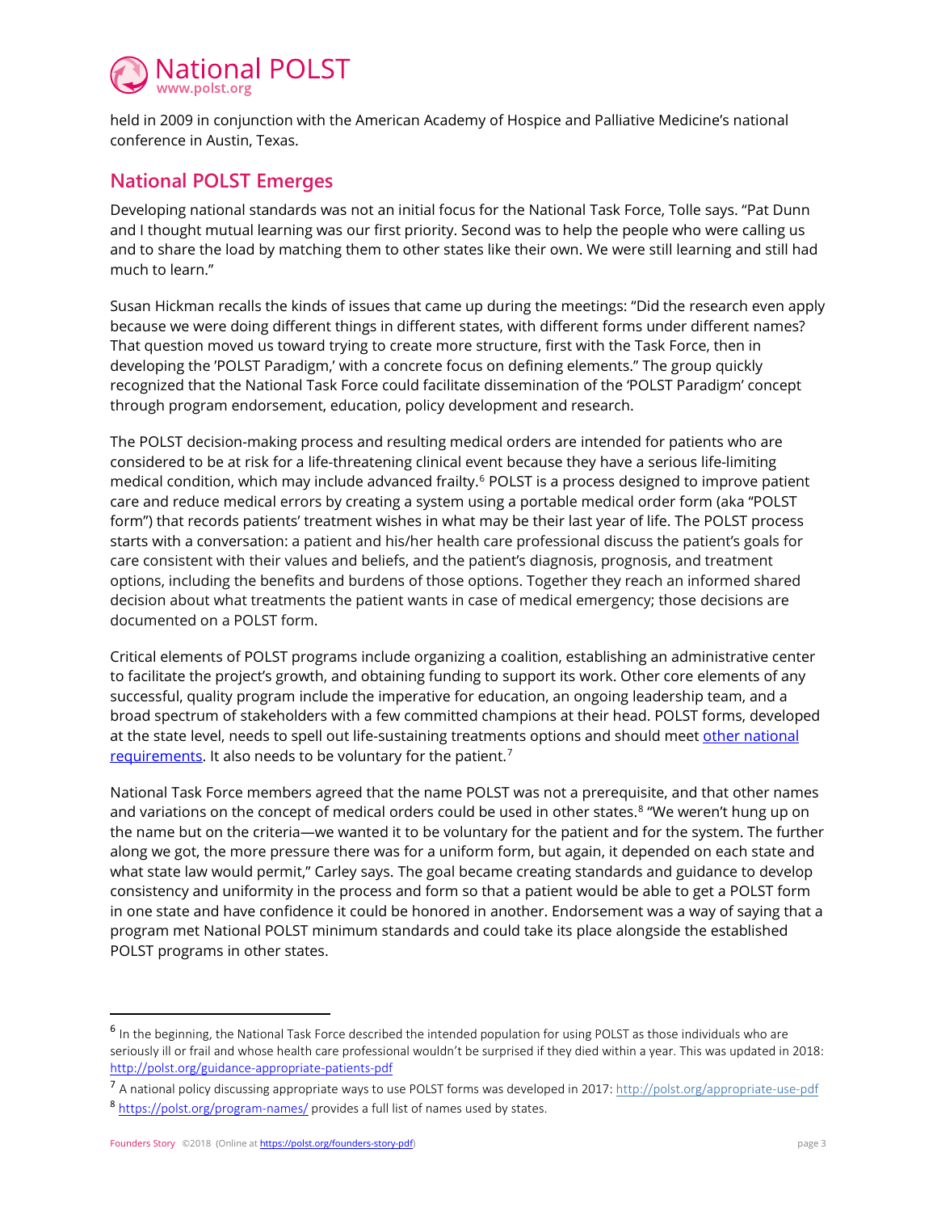held in 2009 in conjunction with the American Academy of Hospice and Palliative Medicine's national conference in Austin, Texas.

## National POLST Emerges

Developing national standards was not an initial focus for the National Task Force, Tolle says. "Pat Dunn and I thought mutual learning was our first priority. Second was to help the people who were calling us and to share the load by matching them to other states like their own. We were still learning and still had much to learn."

Susan Hickman recalls the kinds of issues that came up during the meetings: "Did the research even apply because we were doing different things in different states, with different forms under different names? That question moved us toward trying to create more structure, first with the Task Force, then in developing the 'POLST Paradigm,' with a concrete focus on defining elements." The group quickly recognized that the National Task Force could facilitate dissemination of the 'POLST Paradigm' concept through program endorsement, education, policy development and research.

The POLST decision-making process and resulting medical orders are intended for patients who are considered to be at risk for a life-threatening clinical event because they have a serious life-limiting medical condition, which may include advanced frailty.[6] POLST is a process designed to improve patient care and reduce medical errors by creating a system using a portable medical order form (aka "POLST form") that records patients' treatment wishes in what may be their last year of life. The POLST process starts with a conversation: a patient and his/her health care professional discuss the patient's goals for care consistent with their values and beliefs, and the patient's diagnosis, prognosis, and treatment options, including the benefits and burdens of those options. Together they reach an informed shared decision about what treatments the patient wants in case of medical emergency; those decisions are documented on a POLST form.

Critical elements of POLST programs include organizing a coalition, establishing an administrative center to facilitate the project's growth, and obtaining funding to support its work. Other core elements of any successful, quality program include the imperative for education, an ongoing leadership team, and a broad spectrum of stakeholders with a few committed champions at their head. POLST forms, developed at the state level, needs to spell out life-sustaining treatments options and should meet [other national requirements](). It also needs to be voluntary for the patient.[7]

National Task Force members agreed that the name POLST was not a prerequisite, and that other names and variations on the concept of medical orders could be used in other states.[8] "We weren't hung up on the name but on the criteria—we wanted it to be voluntary for the patient and for the system. The further along we got, the more pressure there was for a uniform form, but again, it depended on each state and what state law would permit," Carley says. The goal became creating standards and guidance to develop consistency and uniformity in the process and form so that a patient would be able to get a POLST form in one state and have confidence it could be honored in another. Endorsement was a way of saying that a program met National POLST minimum standards and could take its place alongside the established POLST programs in other states.

---

[6] In the beginning, the National Task Force described the intended population for using POLST as those individuals who are seriously ill or frail and whose health care professional wouldn't be surprised if they died within a year. This was updated in 2018: http://polst.org/guidance-appropriate-patients-pdf

[7] A national policy discussing appropriate ways to use POLST forms was developed in 2017: http://polst.org/appropriate-use-pdf

[8] https://polst.org/program-names/ provides a full list of names used by states.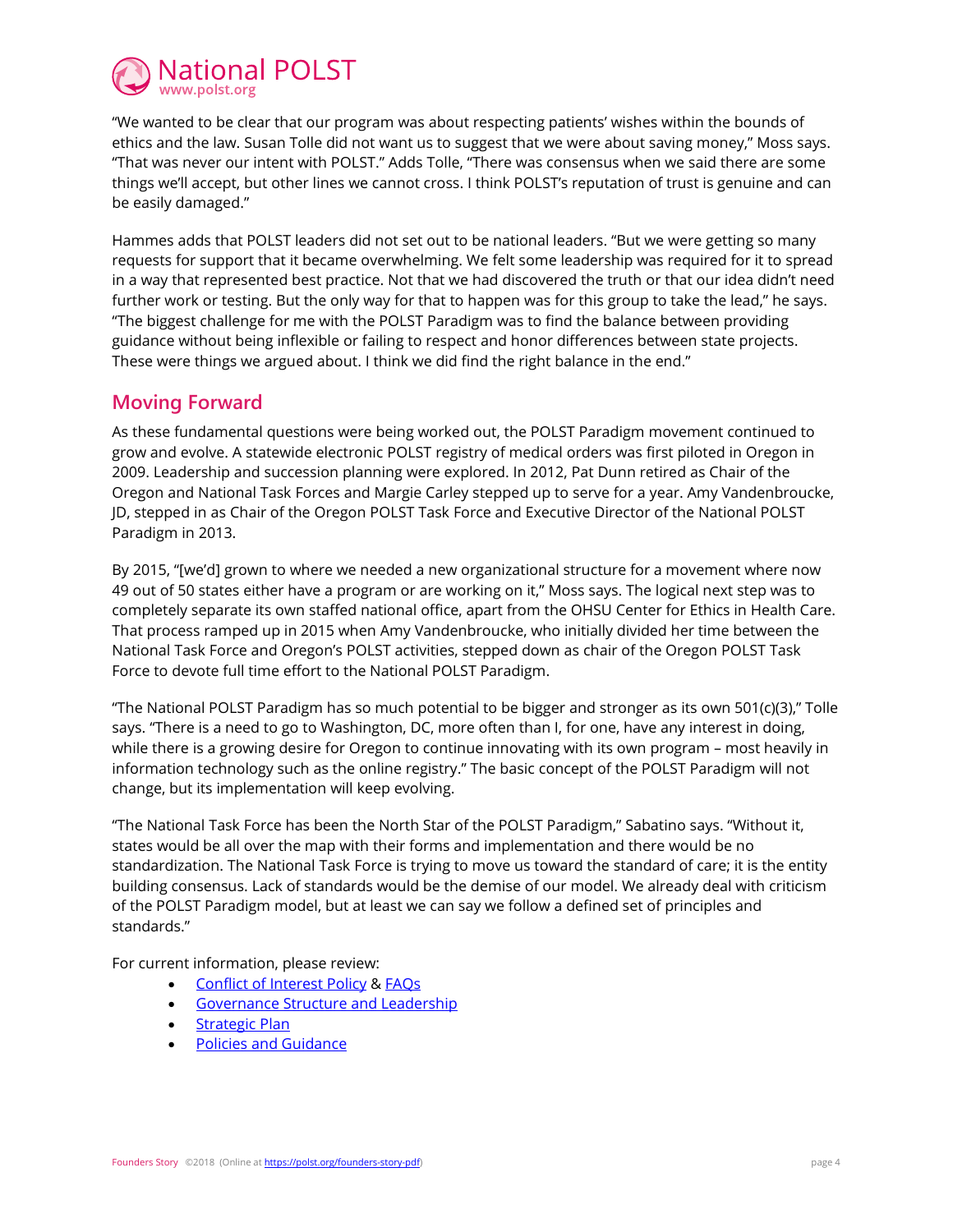"We wanted to be clear that our program was about respecting patients' wishes within the bounds of ethics and the law. Susan Tolle did not want us to suggest that we were about saving money," Moss says. "That was never our intent with POLST." Adds Tolle, "There was consensus when we said there are some things we'll accept, but other lines we cannot cross. I think POLST's reputation of trust is genuine and can be easily damaged."

Hammes adds that POLST leaders did not set out to be national leaders. "But we were getting so many requests for support that it became overwhelming. We felt some leadership was required for it to spread in a way that represented best practice. Not that we had discovered the truth or that our idea didn't need further work or testing. But the only way for that to happen was for this group to take the lead," he says. "The biggest challenge for me with the POLST Paradigm was to find the balance between providing guidance without being inflexible or failing to respect and honor differences between state projects. These were things we argued about. I think we did find the right balance in the end."

## Moving Forward

As these fundamental questions were being worked out, the POLST Paradigm movement continued to grow and evolve. A statewide electronic POLST registry of medical orders was first piloted in Oregon in 2009. Leadership and succession planning were explored. In 2012, Pat Dunn retired as Chair of the Oregon and National Task Forces and Margie Carley stepped up to serve for a year. Amy Vandenbroucke, JD, stepped in as Chair of the Oregon POLST Task Force and Executive Director of the National POLST Paradigm in 2013.

By 2015, "[we'd] grown to where we needed a new organizational structure for a movement where now 49 out of 50 states either have a program or are working on it," Moss says. The logical next step was to completely separate its own staffed national office, apart from the OHSU Center for Ethics in Health Care. That process ramped up in 2015 when Amy Vandenbroucke, who initially divided her time between the National Task Force and Oregon's POLST activities, stepped down as chair of the Oregon POLST Task Force to devote full time effort to the National POLST Paradigm.

"The National POLST Paradigm has so much potential to be bigger and stronger as its own 501(c)(3)," Tolle says. "There is a need to go to Washington, DC, more often than I, for one, have any interest in doing, while there is a growing desire for Oregon to continue innovating with its own program – most heavily in information technology such as the online registry." The basic concept of the POLST Paradigm will not change, but its implementation will keep evolving.

"The National Task Force has been the North Star of the POLST Paradigm," Sabatino says. "Without it, states would be all over the map with their forms and implementation and there would be no standardization. The National Task Force is trying to move us toward the standard of care; it is the entity building consensus. Lack of standards would be the demise of our model. We already deal with criticism of the POLST Paradigm model, but at least we can say we follow a defined set of principles and standards."

For current information, please review:

- Conflict of Interest Policy & FAQs
- Governance Structure and Leadership
- Strategic Plan
- Policies and Guidance